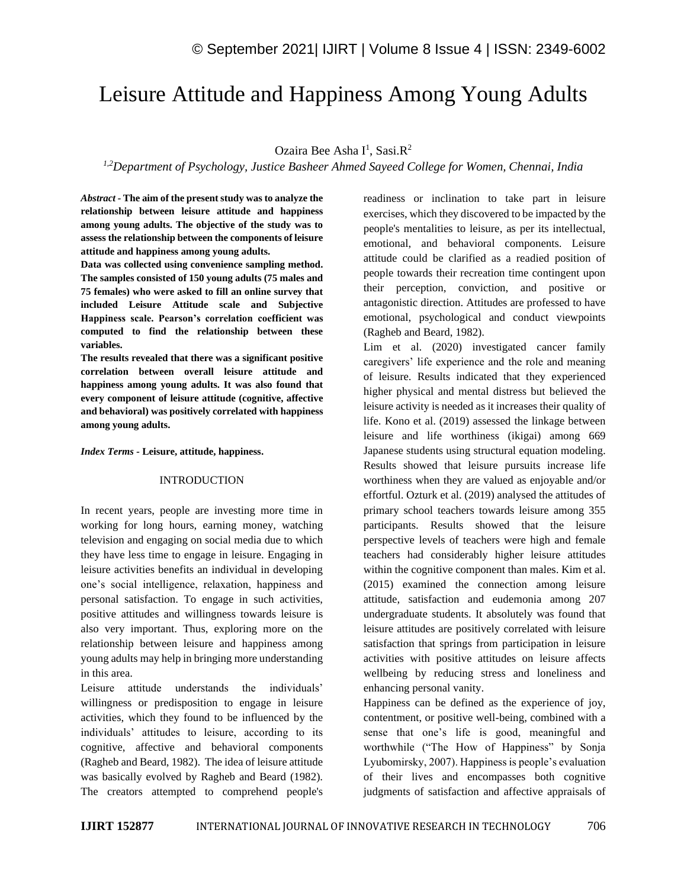# Leisure Attitude and Happiness Among Young Adults

Ozaira Bee Asha I[1], Sasi.R[2]

[1,2]*Department of Psychology, Justice Basheer Ahmed Sayeed College for Women, Chennai, India*

***Abstract*** - **The aim of the present study was to analyze the relationship between leisure attitude and happiness among young adults. The objective of the study was to assess the relationship between the components of leisure attitude and happiness among young adults.**

**Data was collected using convenience sampling method. The samples consisted of 150 young adults (75 males and 75 females) who were asked to fill an online survey that included Leisure Attitude scale and Subjective Happiness scale. Pearson's correlation coefficient was computed to find the relationship between these variables.**

**The results revealed that there was a significant positive correlation between overall leisure attitude and happiness among young adults. It was also found that every component of leisure attitude (cognitive, affective and behavioral) was positively correlated with happiness among young adults.**

***Index Terms*** - **Leisure, attitude, happiness.**

## INTRODUCTION

In recent years, people are investing more time in working for long hours, earning money, watching television and engaging on social media due to which they have less time to engage in leisure. Engaging in leisure activities benefits an individual in developing one's social intelligence, relaxation, happiness and personal satisfaction. To engage in such activities, positive attitudes and willingness towards leisure is also very important. Thus, exploring more on the relationship between leisure and happiness among young adults may help in bringing more understanding in this area.

Leisure attitude understands the individuals' willingness or predisposition to engage in leisure activities, which they found to be influenced by the individuals' attitudes to leisure, according to its cognitive, affective and behavioral components (Ragheb and Beard, 1982). The idea of leisure attitude was basically evolved by Ragheb and Beard (1982). The creators attempted to comprehend people's readiness or inclination to take part in leisure exercises, which they discovered to be impacted by the people's mentalities to leisure, as per its intellectual, emotional, and behavioral components. Leisure attitude could be clarified as a readied position of people towards their recreation time contingent upon their perception, conviction, and positive or antagonistic direction. Attitudes are professed to have emotional, psychological and conduct viewpoints (Ragheb and Beard, 1982).

Lim et al. (2020) investigated cancer family caregivers' life experience and the role and meaning of leisure. Results indicated that they experienced higher physical and mental distress but believed the leisure activity is needed as it increases their quality of life. Kono et al. (2019) assessed the linkage between leisure and life worthiness (ikigai) among 669 Japanese students using structural equation modeling. Results showed that leisure pursuits increase life worthiness when they are valued as enjoyable and/or effortful. Ozturk et al. (2019) analysed the attitudes of primary school teachers towards leisure among 355 participants. Results showed that the leisure perspective levels of teachers were high and female teachers had considerably higher leisure attitudes within the cognitive component than males. Kim et al. (2015) examined the connection among leisure attitude, satisfaction and eudemonia among 207 undergraduate students. It absolutely was found that leisure attitudes are positively correlated with leisure satisfaction that springs from participation in leisure activities with positive attitudes on leisure affects wellbeing by reducing stress and loneliness and enhancing personal vanity.

Happiness can be defined as the experience of joy, contentment, or positive well-being, combined with a sense that one's life is good, meaningful and worthwhile ("The How of Happiness" by Sonja Lyubomirsky, 2007). Happiness is people's evaluation of their lives and encompasses both cognitive judgments of satisfaction and affective appraisals of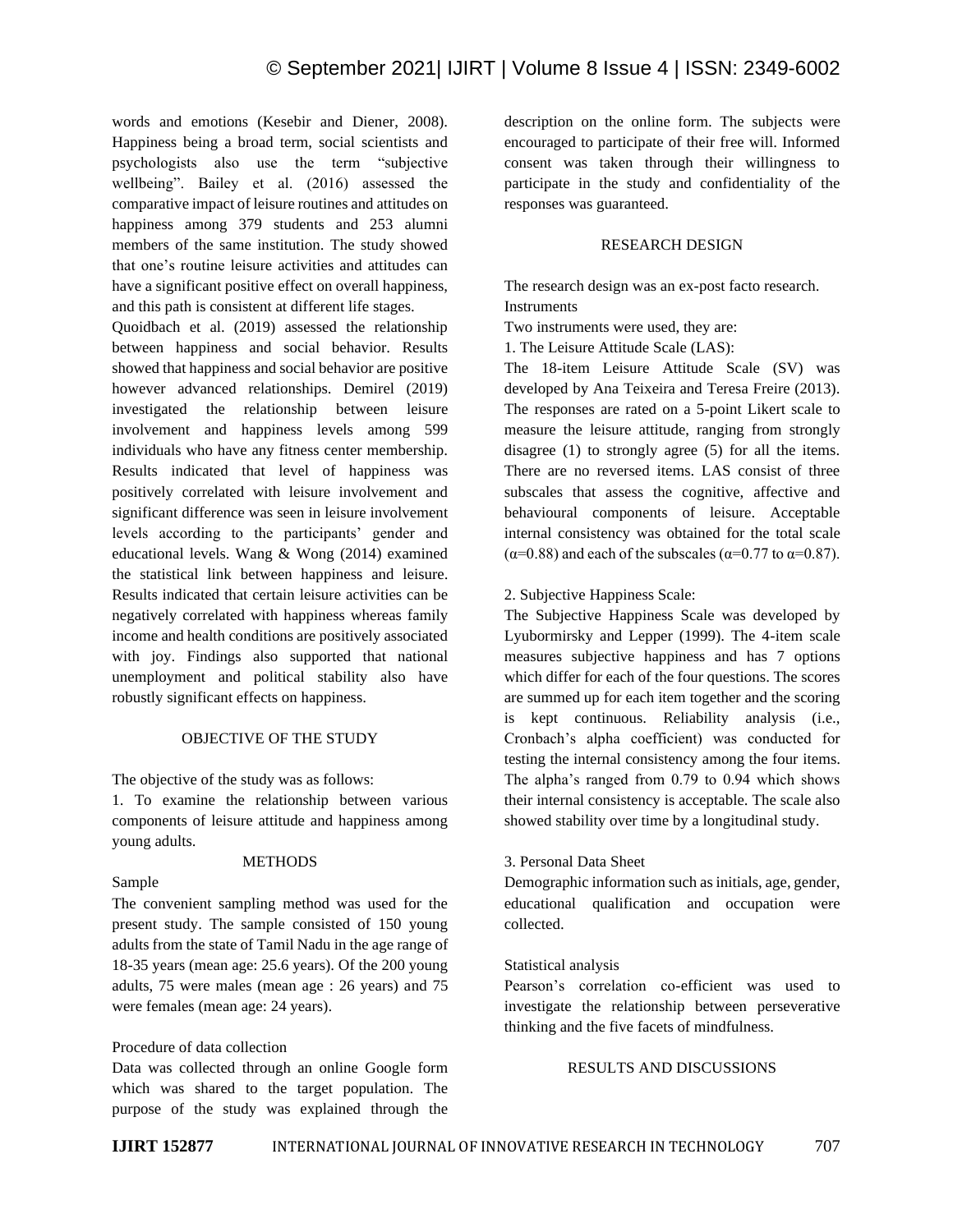words and emotions (Kesebir and Diener, 2008). Happiness being a broad term, social scientists and psychologists also use the term "subjective wellbeing". Bailey et al. (2016) assessed the comparative impact of leisure routines and attitudes on happiness among 379 students and 253 alumni members of the same institution. The study showed that one's routine leisure activities and attitudes can have a significant positive effect on overall happiness, and this path is consistent at different life stages.

Quoidbach et al. (2019) assessed the relationship between happiness and social behavior. Results showed that happiness and social behavior are positive however advanced relationships. Demirel (2019) investigated the relationship between leisure involvement and happiness levels among 599 individuals who have any fitness center membership. Results indicated that level of happiness was positively correlated with leisure involvement and significant difference was seen in leisure involvement levels according to the participants' gender and educational levels. Wang & Wong (2014) examined the statistical link between happiness and leisure. Results indicated that certain leisure activities can be negatively correlated with happiness whereas family income and health conditions are positively associated with joy. Findings also supported that national unemployment and political stability also have robustly significant effects on happiness.

## OBJECTIVE OF THE STUDY

The objective of the study was as follows:

1. To examine the relationship between various components of leisure attitude and happiness among young adults.

## METHODS

### Sample

The convenient sampling method was used for the present study. The sample consisted of 150 young adults from the state of Tamil Nadu in the age range of 18-35 years (mean age: 25.6 years). Of the 200 young adults, 75 were males (mean age : 26 years) and 75 were females (mean age: 24 years).

### Procedure of data collection

Data was collected through an online Google form which was shared to the target population. The purpose of the study was explained through the description on the online form. The subjects were encouraged to participate of their free will. Informed consent was taken through their willingness to participate in the study and confidentiality of the responses was guaranteed.

## RESEARCH DESIGN

The research design was an ex-post facto research.

### Instruments

Two instruments were used, they are:

1. The Leisure Attitude Scale (LAS):

The 18-item Leisure Attitude Scale (SV) was developed by Ana Teixeira and Teresa Freire (2013). The responses are rated on a 5-point Likert scale to measure the leisure attitude, ranging from strongly disagree (1) to strongly agree (5) for all the items. There are no reversed items. LAS consist of three subscales that assess the cognitive, affective and behavioural components of leisure. Acceptable internal consistency was obtained for the total scale ($\alpha$=0.88) and each of the subscales ($\alpha$=0.77 to $\alpha$=0.87).

2. Subjective Happiness Scale:

The Subjective Happiness Scale was developed by Lyubormirsky and Lepper (1999). The 4-item scale measures subjective happiness and has 7 options which differ for each of the four questions. The scores are summed up for each item together and the scoring is kept continuous. Reliability analysis (i.e., Cronbach's alpha coefficient) was conducted for testing the internal consistency among the four items. The alpha's ranged from 0.79 to 0.94 which shows their internal consistency is acceptable. The scale also showed stability over time by a longitudinal study.

3. Personal Data Sheet

Demographic information such as initials, age, gender, educational qualification and occupation were collected.

### Statistical analysis

Pearson's correlation co-efficient was used to investigate the relationship between perseverative thinking and the five facets of mindfulness.

## RESULTS AND DISCUSSIONS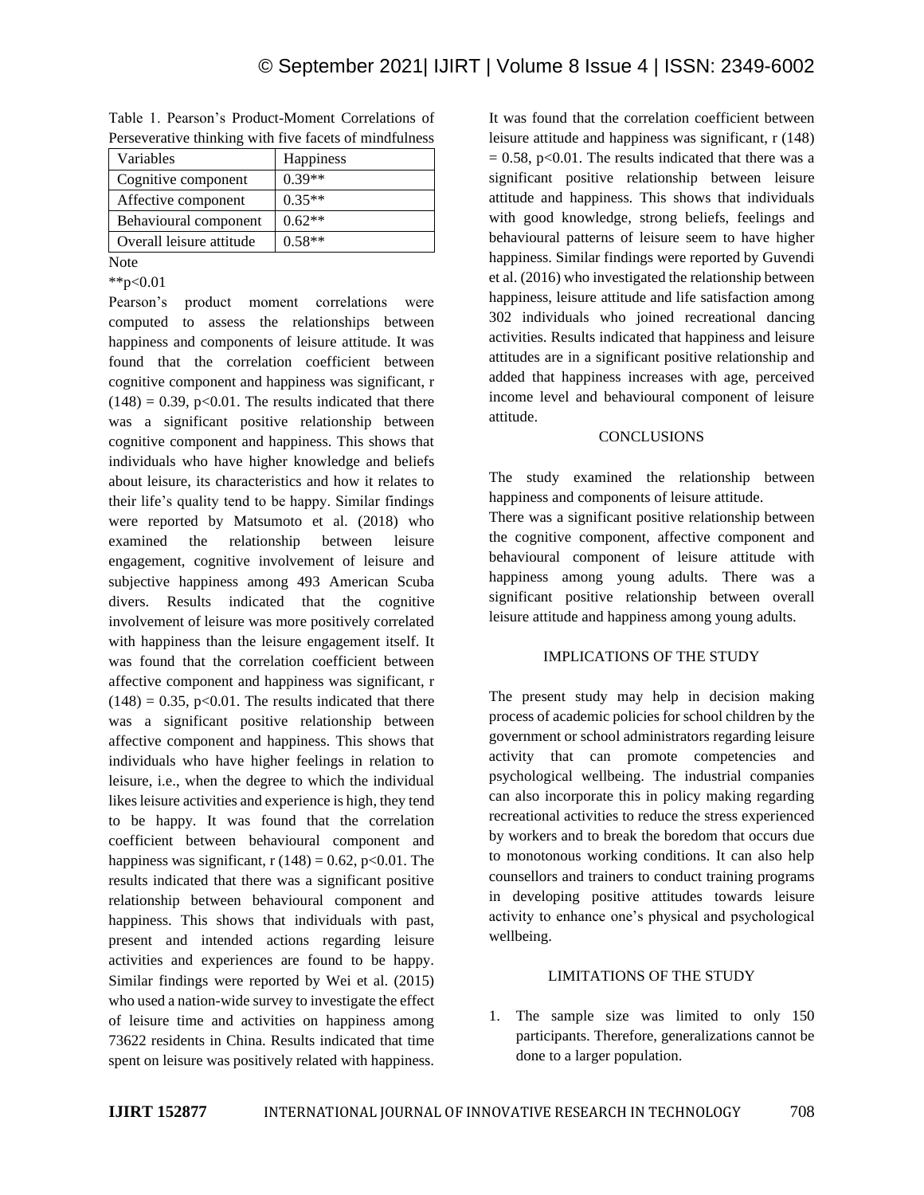Table 1. Pearson's Product-Moment Correlations of Perseverative thinking with five facets of mindfulness

| Variables | Happiness |
|---|---|
| Cognitive component | 0.39** |
| Affective component | 0.35** |
| Behavioural component | 0.62** |
| Overall leisure attitude | 0.58** |

Note

**p<0.01

Pearson's product moment correlations were computed to assess the relationships between happiness and components of leisure attitude. It was found that the correlation coefficient between cognitive component and happiness was significant, $r(148) = 0.39$, $p<0.01$. The results indicated that there was a significant positive relationship between cognitive component and happiness. This shows that individuals who have higher knowledge and beliefs about leisure, its characteristics and how it relates to their life's quality tend to be happy. Similar findings were reported by Matsumoto et al. (2018) who examined the relationship between leisure engagement, cognitive involvement of leisure and subjective happiness among 493 American Scuba divers. Results indicated that the cognitive involvement of leisure was more positively correlated with happiness than the leisure engagement itself. It was found that the correlation coefficient between affective component and happiness was significant, $r(148) = 0.35$, $p<0.01$. The results indicated that there was a significant positive relationship between affective component and happiness. This shows that individuals who have higher feelings in relation to leisure, i.e., when the degree to which the individual likes leisure activities and experience is high, they tend to be happy. It was found that the correlation coefficient between behavioural component and happiness was significant, $r(148) = 0.62$, $p<0.01$. The results indicated that there was a significant positive relationship between behavioural component and happiness. This shows that individuals with past, present and intended actions regarding leisure activities and experiences are found to be happy. Similar findings were reported by Wei et al. (2015) who used a nation-wide survey to investigate the effect of leisure time and activities on happiness among 73622 residents in China. Results indicated that time spent on leisure was positively related with happiness. It was found that the correlation coefficient between leisure attitude and happiness was significant, $r(148) = 0.58$, $p<0.01$. The results indicated that there was a significant positive relationship between leisure attitude and happiness. This shows that individuals with good knowledge, strong beliefs, feelings and behavioural patterns of leisure seem to have higher happiness. Similar findings were reported by Guvendi et al. (2016) who investigated the relationship between happiness, leisure attitude and life satisfaction among 302 individuals who joined recreational dancing activities. Results indicated that happiness and leisure attitudes are in a significant positive relationship and added that happiness increases with age, perceived income level and behavioural component of leisure attitude.

## CONCLUSIONS

The study examined the relationship between happiness and components of leisure attitude.

There was a significant positive relationship between the cognitive component, affective component and behavioural component of leisure attitude with happiness among young adults. There was a significant positive relationship between overall leisure attitude and happiness among young adults.

## IMPLICATIONS OF THE STUDY

The present study may help in decision making process of academic policies for school children by the government or school administrators regarding leisure activity that can promote competencies and psychological wellbeing. The industrial companies can also incorporate this in policy making regarding recreational activities to reduce the stress experienced by workers and to break the boredom that occurs due to monotonous working conditions. It can also help counsellors and trainers to conduct training programs in developing positive attitudes towards leisure activity to enhance one's physical and psychological wellbeing.

## LIMITATIONS OF THE STUDY

1. The sample size was limited to only 150 participants. Therefore, generalizations cannot be done to a larger population.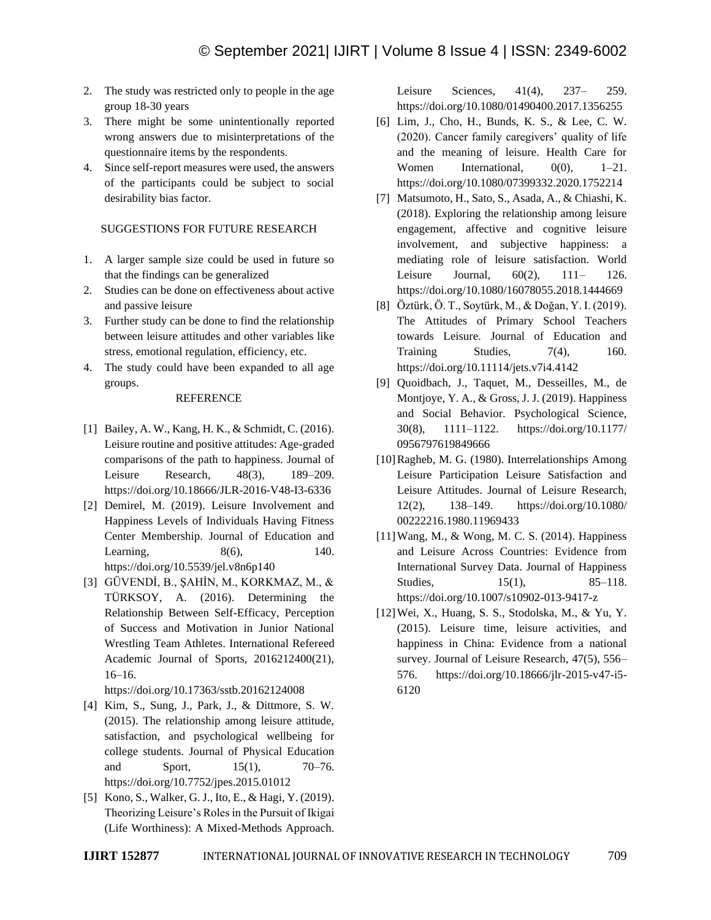2. The study was restricted only to people in the age group 18-30 years
3. There might be some unintentionally reported wrong answers due to misinterpretations of the questionnaire items by the respondents.
4. Since self-report measures were used, the answers of the participants could be subject to social desirability bias factor.

## SUGGESTIONS FOR FUTURE RESEARCH

1. A larger sample size could be used in future so that the findings can be generalized
2. Studies can be done on effectiveness about active and passive leisure
3. Further study can be done to find the relationship between leisure attitudes and other variables like stress, emotional regulation, efficiency, etc.
4. The study could have been expanded to all age groups.

## REFERENCE

[1] Bailey, A. W., Kang, H. K., & Schmidt, C. (2016). Leisure routine and positive attitudes: Age-graded comparisons of the path to happiness. Journal of Leisure Research, 48(3), 189–209. https://doi.org/10.18666/JLR-2016-V48-I3-6336

[2] Demirel, M. (2019). Leisure Involvement and Happiness Levels of Individuals Having Fitness Center Membership. Journal of Education and Learning, 8(6), 140. https://doi.org/10.5539/jel.v8n6p140

[3] GÜVENDİ, B., ŞAHİN, M., KORKMAZ, M., & TÜRKSOY, A. (2016). Determining the Relationship Between Self-Efficacy, Perception of Success and Motivation in Junior National Wrestling Team Athletes. International Refereed Academic Journal of Sports, 2016212400(21), 16–16. https://doi.org/10.17363/sstb.20162124008

[4] Kim, S., Sung, J., Park, J., & Dittmore, S. W. (2015). The relationship among leisure attitude, satisfaction, and psychological wellbeing for college students. Journal of Physical Education and Sport, 15(1), 70–76. https://doi.org/10.7752/jpes.2015.01012

[5] Kono, S., Walker, G. J., Ito, E., & Hagi, Y. (2019). Theorizing Leisure's Roles in the Pursuit of Ikigai (Life Worthiness): A Mixed-Methods Approach. Leisure Sciences, 41(4), 237–259. https://doi.org/10.1080/01490400.2017.1356255

[6] Lim, J., Cho, H., Bunds, K. S., & Lee, C. W. (2020). Cancer family caregivers' quality of life and the meaning of leisure. Health Care for Women International, 0(0), 1–21. https://doi.org/10.1080/07399332.2020.1752214

[7] Matsumoto, H., Sato, S., Asada, A., & Chiashi, K. (2018). Exploring the relationship among leisure engagement, affective and cognitive leisure involvement, and subjective happiness: a mediating role of leisure satisfaction. World Leisure Journal, 60(2), 111–126. https://doi.org/10.1080/16078055.2018.1444669

[8] Öztürk, Ö. T., Soytürk, M., & Doğan, Y. I. (2019). The Attitudes of Primary School Teachers towards Leisure. Journal of Education and Training Studies, 7(4), 160. https://doi.org/10.11114/jets.v7i4.4142

[9] Quoidbach, J., Taquet, M., Desseilles, M., de Montjoye, Y. A., & Gross, J. J. (2019). Happiness and Social Behavior. Psychological Science, 30(8), 1111–1122. https://doi.org/10.1177/0956797619849666

[10] Ragheb, M. G. (1980). Interrelationships Among Leisure Participation Leisure Satisfaction and Leisure Attitudes. Journal of Leisure Research, 12(2), 138–149. https://doi.org/10.1080/00222216.1980.11969433

[11] Wang, M., & Wong, M. C. S. (2014). Happiness and Leisure Across Countries: Evidence from International Survey Data. Journal of Happiness Studies, 15(1), 85–118. https://doi.org/10.1007/s10902-013-9417-z

[12] Wei, X., Huang, S. S., Stodolska, M., & Yu, Y. (2015). Leisure time, leisure activities, and happiness in China: Evidence from a national survey. Journal of Leisure Research, 47(5), 556–576. https://doi.org/10.18666/jlr-2015-v47-i5-6120